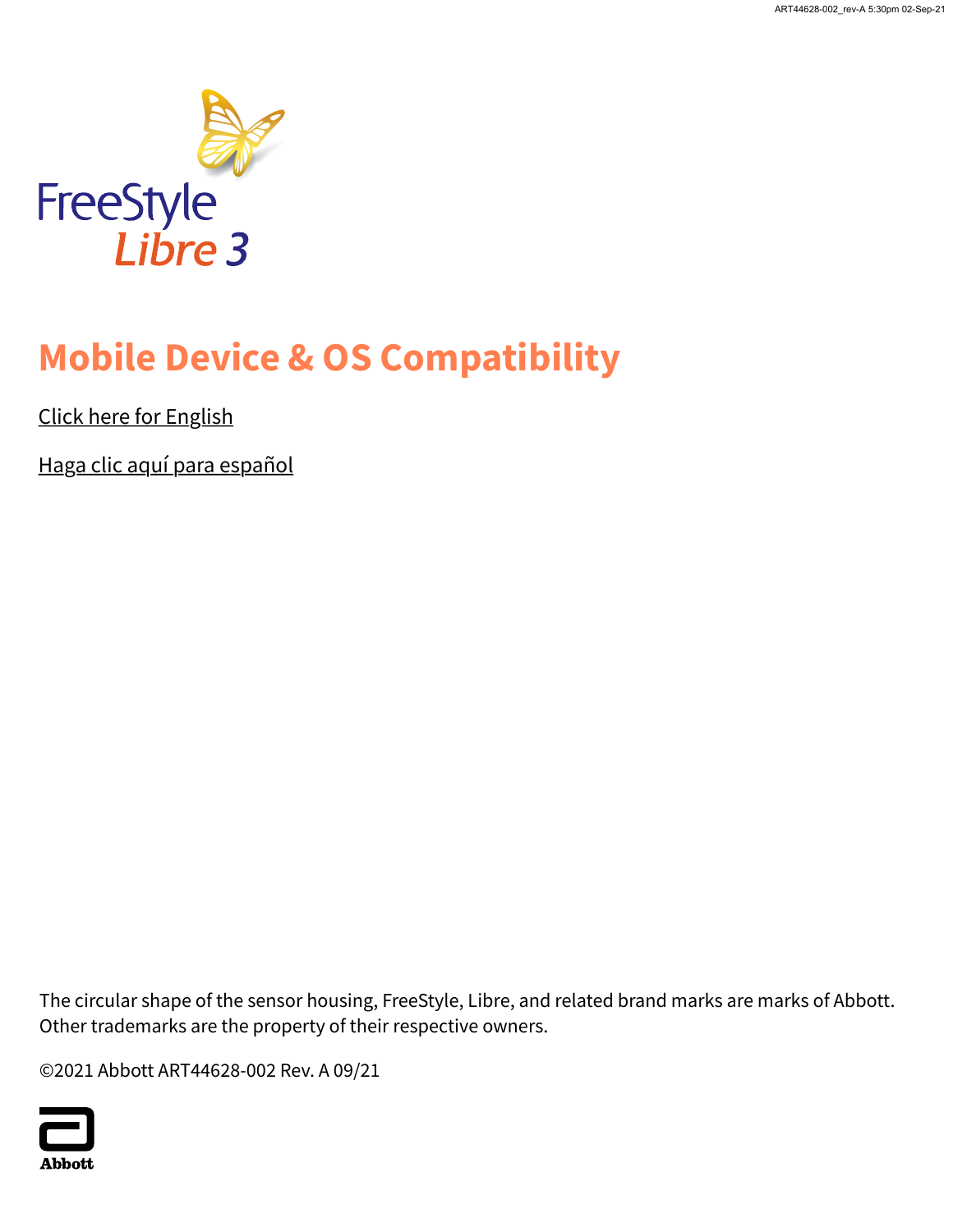FreeStyle Libre 3

# Mobile Device & OS Compatibility

Click here for English

Haga clic aquí para español

The circular shape of the sensor housing, FreeStyle, Libre, and related brand marks are marks of Abbott. Other trademarks are the property of their respective owners.

©2021 Abbott ART44628-002 Rev. A 09/21

Abbott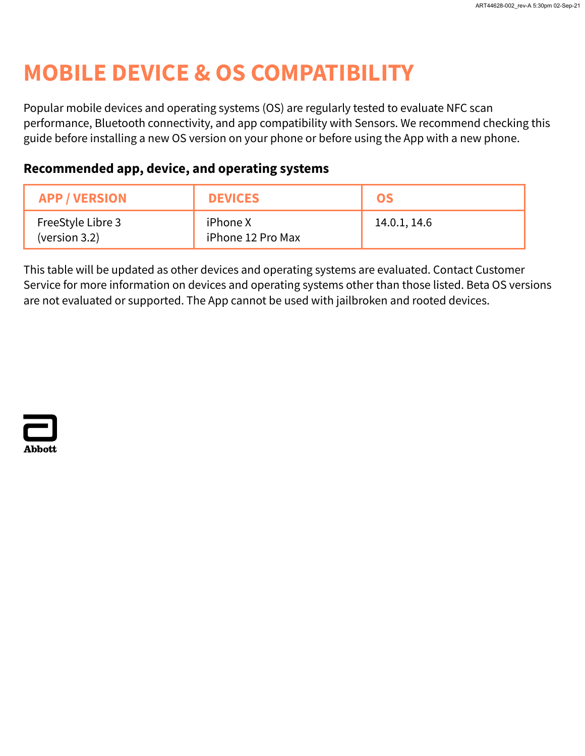# MOBILE DEVICE & OS COMPATIBILITY

Popular mobile devices and operating systems (OS) are regularly tested to evaluate NFC scan performance, Bluetooth connectivity, and app compatibility with Sensors. We recommend checking this guide before installing a new OS version on your phone or before using the App with a new phone.

### Recommended app, device, and operating systems

| APP / VERSION | DEVICES | OS |
| --- | --- | --- |
| FreeStyle Libre 3 (version 3.2) | iPhone X<br>iPhone 12 Pro Max | 14.0.1, 14.6 |

This table will be updated as other devices and operating systems are evaluated. Contact Customer Service for more information on devices and operating systems other than those listed. Beta OS versions are not evaluated or supported. The App cannot be used with jailbroken and rooted devices.

Abbott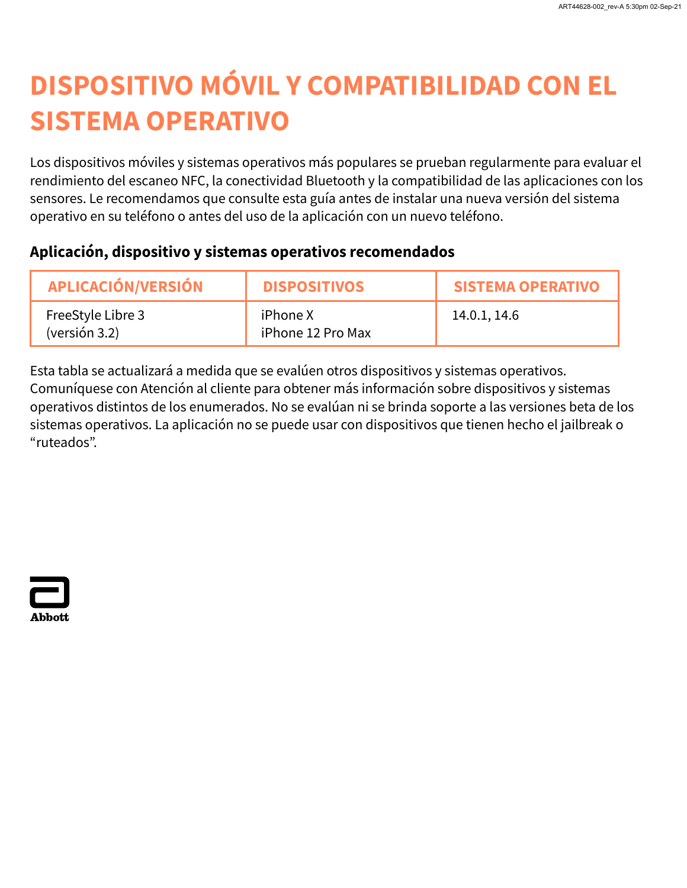# DISPOSITIVO MÓVIL Y COMPATIBILIDAD CON EL SISTEMA OPERATIVO

Los dispositivos móviles y sistemas operativos más populares se prueban regularmente para evaluar el rendimiento del escaneo NFC, la conectividad Bluetooth y la compatibilidad de las aplicaciones con los sensores. Le recomendamos que consulte esta guía antes de instalar una nueva versión del sistema operativo en su teléfono o antes del uso de la aplicación con un nuevo teléfono.

### Aplicación, dispositivo y sistemas operativos recomendados

| APLICACIÓN/VERSIÓN | DISPOSITIVOS | SISTEMA OPERATIVO |
|---|---|---|
| FreeStyle Libre 3 (versión 3.2) | iPhone X<br>iPhone 12 Pro Max | 14.0.1, 14.6 |

Esta tabla se actualizará a medida que se evalúen otros dispositivos y sistemas operativos. Comuníquese con Atención al cliente para obtener más información sobre dispositivos y sistemas operativos distintos de los enumerados. No se evalúan ni se brinda soporte a las versiones beta de los sistemas operativos. La aplicación no se puede usar con dispositivos que tienen hecho el jailbreak o "ruteados".

Abbott